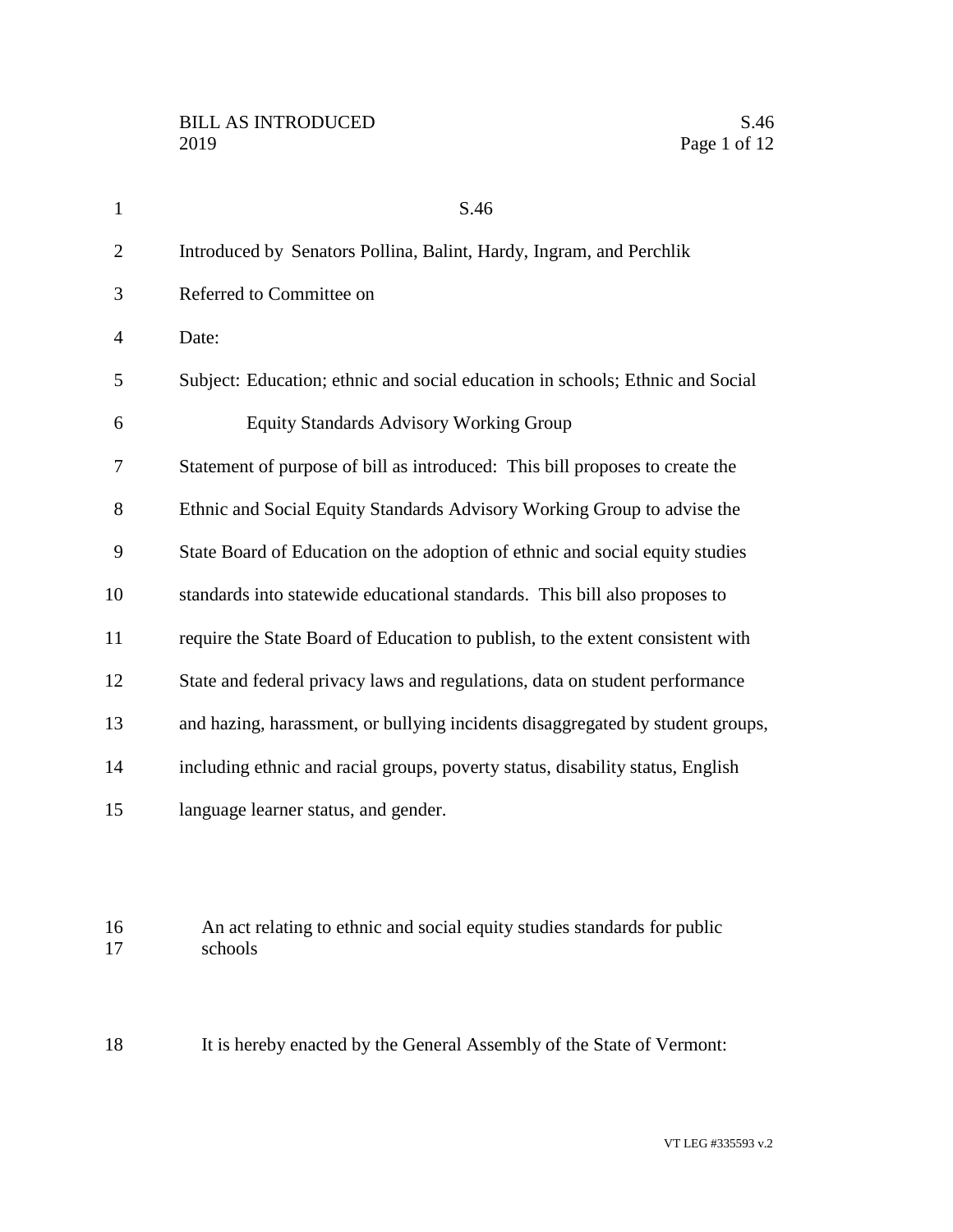# S.46

Introduced by Senators Pollina, Balint, Hardy, Ingram, and Perchlik

Referred to Committee on

Date:

Subject: Education; ethnic and social education in schools; Ethnic and Social Equity Standards Advisory Working Group

Statement of purpose of bill as introduced: This bill proposes to create the Ethnic and Social Equity Standards Advisory Working Group to advise the State Board of Education on the adoption of ethnic and social equity studies standards into statewide educational standards. This bill also proposes to require the State Board of Education to publish, to the extent consistent with State and federal privacy laws and regulations, data on student performance and hazing, harassment, or bullying incidents disaggregated by student groups, including ethnic and racial groups, poverty status, disability status, English language learner status, and gender.

An act relating to ethnic and social equity studies standards for public schools

It is hereby enacted by the General Assembly of the State of Vermont: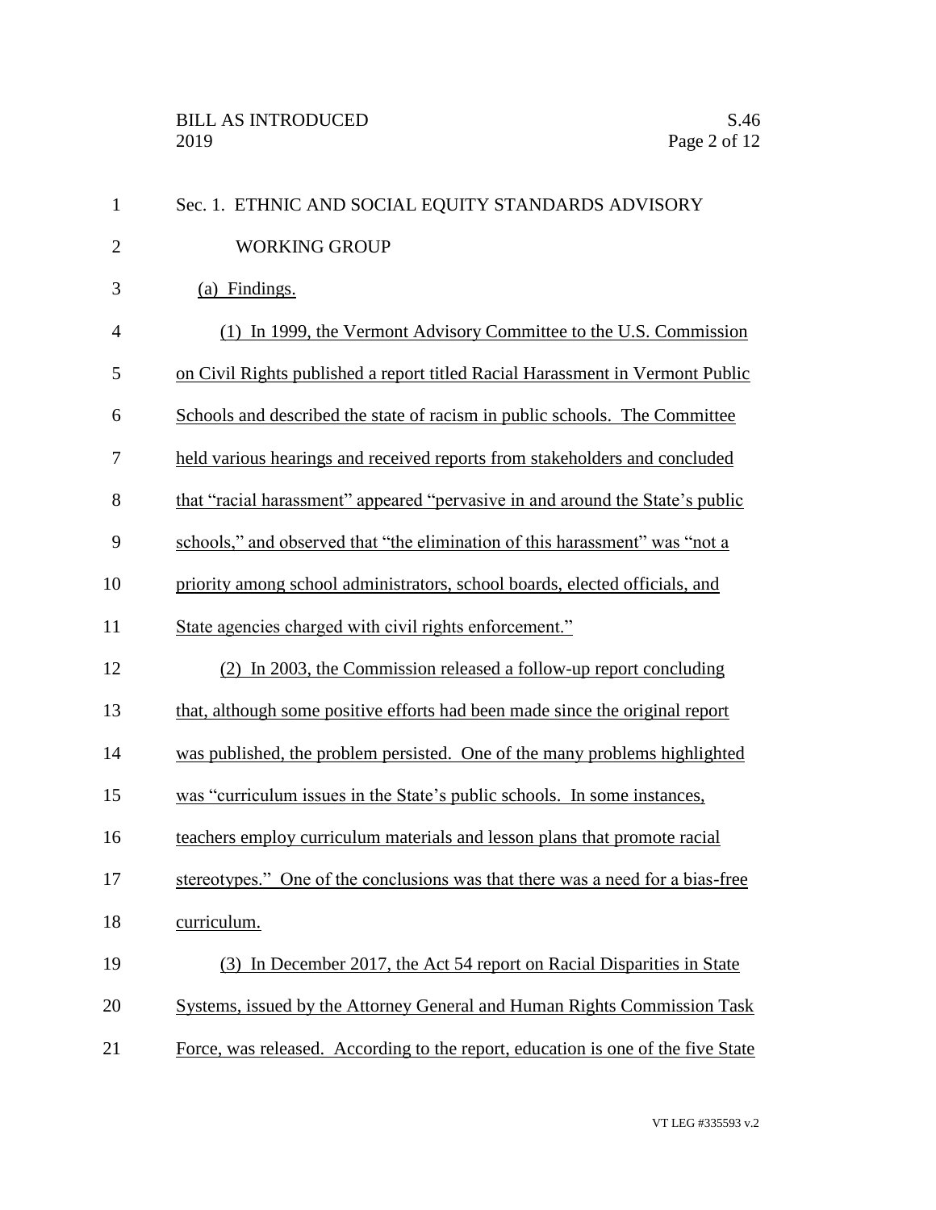Sec. 1. ETHNIC AND SOCIAL EQUITY STANDARDS ADVISORY WORKING GROUP

(a) Findings.

(1) In 1999, the Vermont Advisory Committee to the U.S. Commission on Civil Rights published a report titled Racial Harassment in Vermont Public Schools and described the state of racism in public schools. The Committee held various hearings and received reports from stakeholders and concluded that "racial harassment" appeared "pervasive in and around the State's public schools," and observed that "the elimination of this harassment" was "not a priority among school administrators, school boards, elected officials, and State agencies charged with civil rights enforcement."

(2) In 2003, the Commission released a follow-up report concluding that, although some positive efforts had been made since the original report was published, the problem persisted. One of the many problems highlighted was "curriculum issues in the State's public schools. In some instances, teachers employ curriculum materials and lesson plans that promote racial stereotypes." One of the conclusions was that there was a need for a bias-free curriculum.

(3) In December 2017, the Act 54 report on Racial Disparities in State Systems, issued by the Attorney General and Human Rights Commission Task Force, was released. According to the report, education is one of the five State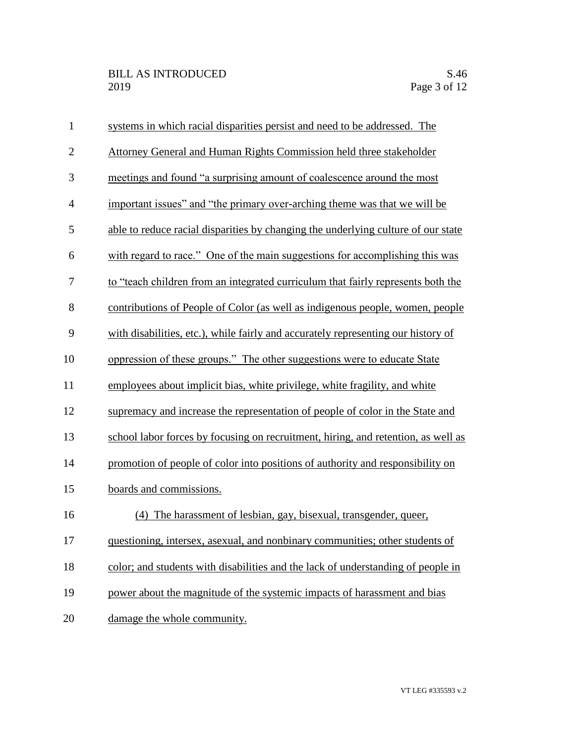systems in which racial disparities persist and need to be addressed. The Attorney General and Human Rights Commission held three stakeholder meetings and found "a surprising amount of coalescence around the most important issues" and "the primary over-arching theme was that we will be able to reduce racial disparities by changing the underlying culture of our state with regard to race." One of the main suggestions for accomplishing this was to "teach children from an integrated curriculum that fairly represents both the contributions of People of Color (as well as indigenous people, women, people with disabilities, etc.), while fairly and accurately representing our history of oppression of these groups." The other suggestions were to educate State employees about implicit bias, white privilege, white fragility, and white supremacy and increase the representation of people of color in the State and school labor forces by focusing on recruitment, hiring, and retention, as well as promotion of people of color into positions of authority and responsibility on boards and commissions.

(4) The harassment of lesbian, gay, bisexual, transgender, queer, questioning, intersex, asexual, and nonbinary communities; other students of color; and students with disabilities and the lack of understanding of people in power about the magnitude of the systemic impacts of harassment and bias damage the whole community.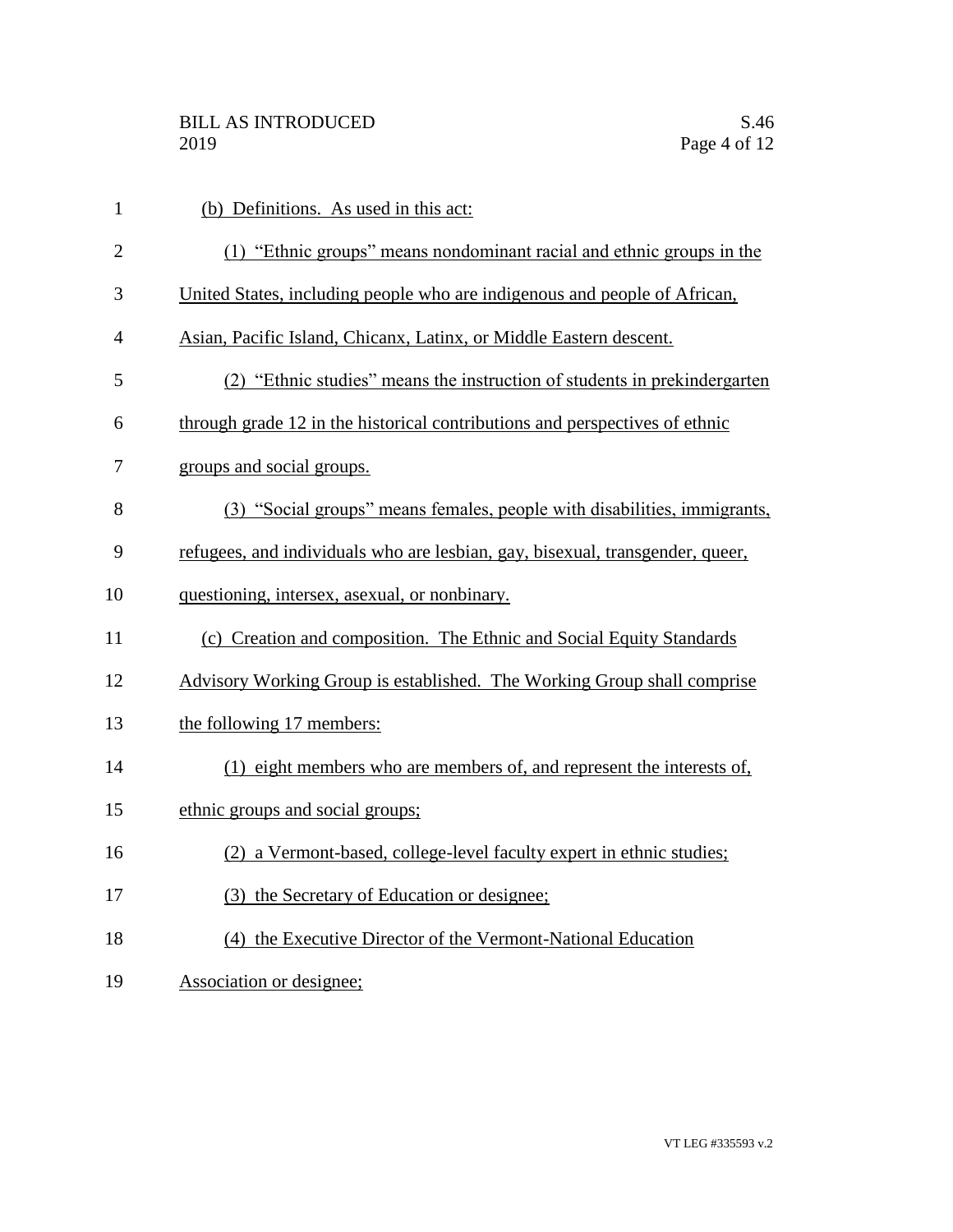(b) Definitions. As used in this act:

(1) "Ethnic groups" means nondominant racial and ethnic groups in the United States, including people who are indigenous and people of African, Asian, Pacific Island, Chicanx, Latinx, or Middle Eastern descent.

(2) "Ethnic studies" means the instruction of students in prekindergarten through grade 12 in the historical contributions and perspectives of ethnic groups and social groups.

(3) "Social groups" means females, people with disabilities, immigrants, refugees, and individuals who are lesbian, gay, bisexual, transgender, queer, questioning, intersex, asexual, or nonbinary.

(c) Creation and composition. The Ethnic and Social Equity Standards Advisory Working Group is established. The Working Group shall comprise the following 17 members:

(1) eight members who are members of, and represent the interests of, ethnic groups and social groups;

(2) a Vermont-based, college-level faculty expert in ethnic studies;

(3) the Secretary of Education or designee;

(4) the Executive Director of the Vermont-National Education Association or designee;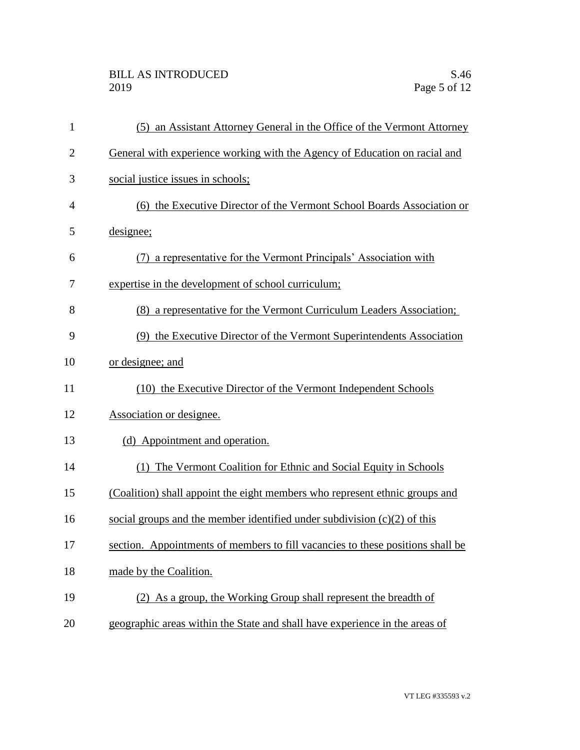(5) an Assistant Attorney General in the Office of the Vermont Attorney General with experience working with the Agency of Education on racial and social justice issues in schools;

(6) the Executive Director of the Vermont School Boards Association or designee;

(7) a representative for the Vermont Principals' Association with expertise in the development of school curriculum;

(8) a representative for the Vermont Curriculum Leaders Association;

(9) the Executive Director of the Vermont Superintendents Association or designee; and

(10) the Executive Director of the Vermont Independent Schools Association or designee.

(d) Appointment and operation.

(1) The Vermont Coalition for Ethnic and Social Equity in Schools (Coalition) shall appoint the eight members who represent ethnic groups and social groups and the member identified under subdivision (c)(2) of this section. Appointments of members to fill vacancies to these positions shall be made by the Coalition.

(2) As a group, the Working Group shall represent the breadth of geographic areas within the State and shall have experience in the areas of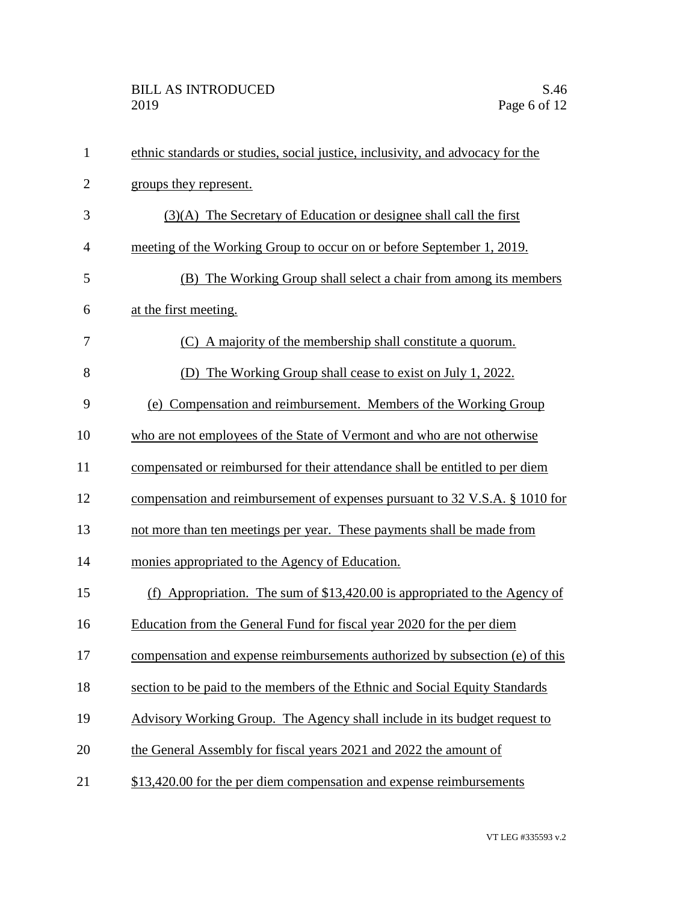ethnic standards or studies, social justice, inclusivity, and advocacy for the groups they represent.

(3)(A) The Secretary of Education or designee shall call the first meeting of the Working Group to occur on or before September 1, 2019.

(B) The Working Group shall select a chair from among its members at the first meeting.

(C) A majority of the membership shall constitute a quorum.

(D) The Working Group shall cease to exist on July 1, 2022.

(e) Compensation and reimbursement. Members of the Working Group who are not employees of the State of Vermont and who are not otherwise compensated or reimbursed for their attendance shall be entitled to per diem compensation and reimbursement of expenses pursuant to 32 V.S.A. § 1010 for not more than ten meetings per year. These payments shall be made from monies appropriated to the Agency of Education.

(f) Appropriation. The sum of $13,420.00 is appropriated to the Agency of Education from the General Fund for fiscal year 2020 for the per diem compensation and expense reimbursements authorized by subsection (e) of this section to be paid to the members of the Ethnic and Social Equity Standards Advisory Working Group. The Agency shall include in its budget request to the General Assembly for fiscal years 2021 and 2022 the amount of $13,420.00 for the per diem compensation and expense reimbursements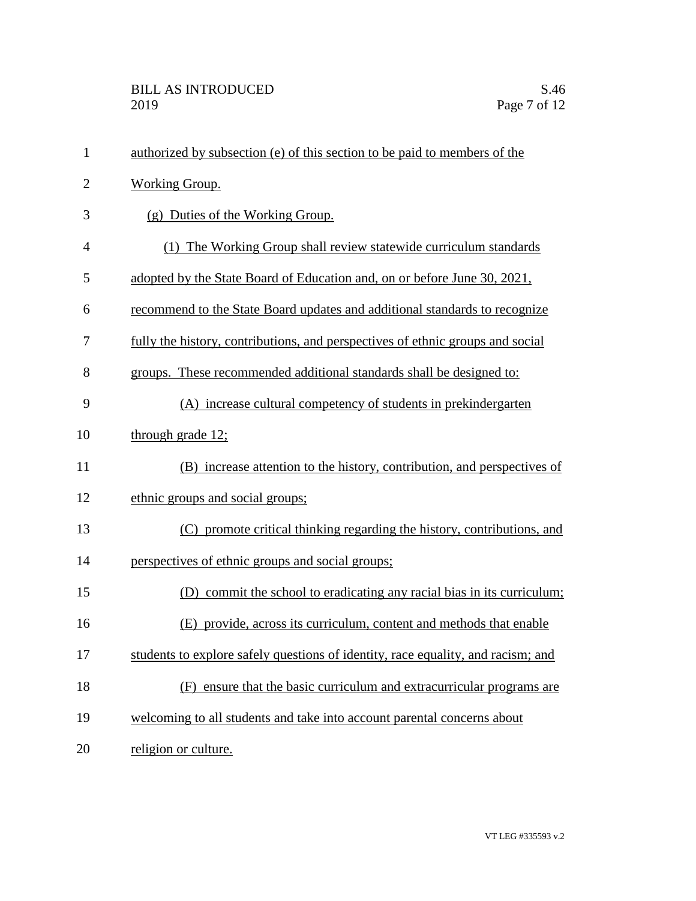authorized by subsection (e) of this section to be paid to members of the Working Group.

(g) Duties of the Working Group.

(1) The Working Group shall review statewide curriculum standards adopted by the State Board of Education and, on or before June 30, 2021, recommend to the State Board updates and additional standards to recognize fully the history, contributions, and perspectives of ethnic groups and social groups. These recommended additional standards shall be designed to:

(A) increase cultural competency of students in prekindergarten through grade 12;

(B) increase attention to the history, contribution, and perspectives of ethnic groups and social groups;

(C) promote critical thinking regarding the history, contributions, and perspectives of ethnic groups and social groups;

(D) commit the school to eradicating any racial bias in its curriculum;

(E) provide, across its curriculum, content and methods that enable students to explore safely questions of identity, race equality, and racism; and

(F) ensure that the basic curriculum and extracurricular programs are welcoming to all students and take into account parental concerns about religion or culture.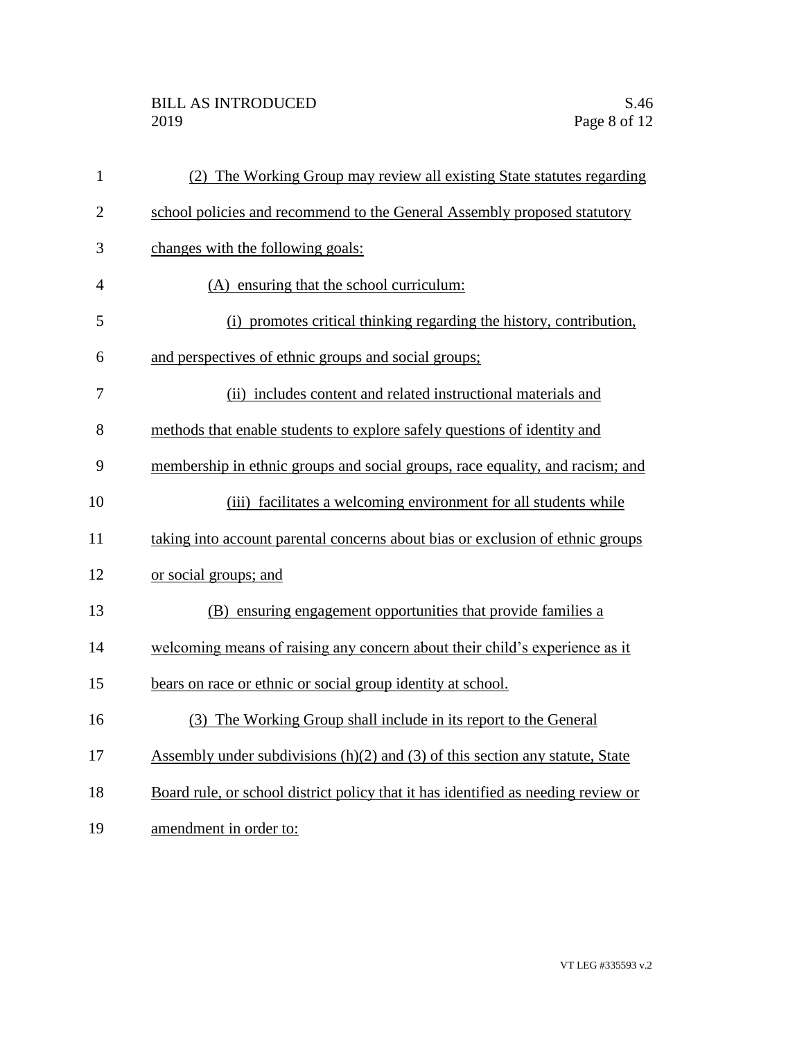(2) The Working Group may review all existing State statutes regarding school policies and recommend to the General Assembly proposed statutory changes with the following goals:

(A) ensuring that the school curriculum:

(i) promotes critical thinking regarding the history, contribution, and perspectives of ethnic groups and social groups;

(ii) includes content and related instructional materials and methods that enable students to explore safely questions of identity and membership in ethnic groups and social groups, race equality, and racism; and

(iii) facilitates a welcoming environment for all students while taking into account parental concerns about bias or exclusion of ethnic groups or social groups; and

(B) ensuring engagement opportunities that provide families a welcoming means of raising any concern about their child's experience as it bears on race or ethnic or social group identity at school.

(3) The Working Group shall include in its report to the General Assembly under subdivisions (h)(2) and (3) of this section any statute, State Board rule, or school district policy that it has identified as needing review or amendment in order to: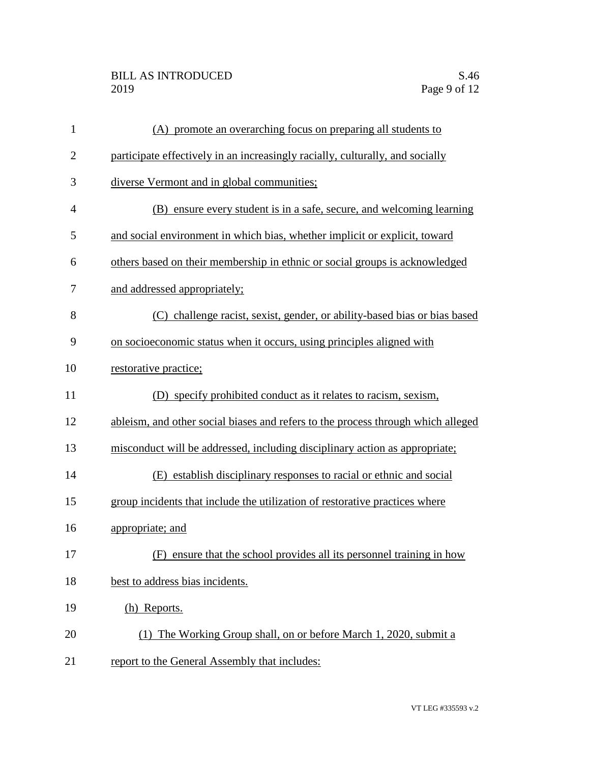(A) promote an overarching focus on preparing all students to participate effectively in an increasingly racially, culturally, and socially diverse Vermont and in global communities;

(B) ensure every student is in a safe, secure, and welcoming learning and social environment in which bias, whether implicit or explicit, toward others based on their membership in ethnic or social groups is acknowledged and addressed appropriately;

(C) challenge racist, sexist, gender, or ability-based bias or bias based on socioeconomic status when it occurs, using principles aligned with restorative practice;

(D) specify prohibited conduct as it relates to racism, sexism, ableism, and other social biases and refers to the process through which alleged misconduct will be addressed, including disciplinary action as appropriate;

(E) establish disciplinary responses to racial or ethnic and social group incidents that include the utilization of restorative practices where appropriate; and

(F) ensure that the school provides all its personnel training in how best to address bias incidents.

(h) Reports.

(1) The Working Group shall, on or before March 1, 2020, submit a report to the General Assembly that includes: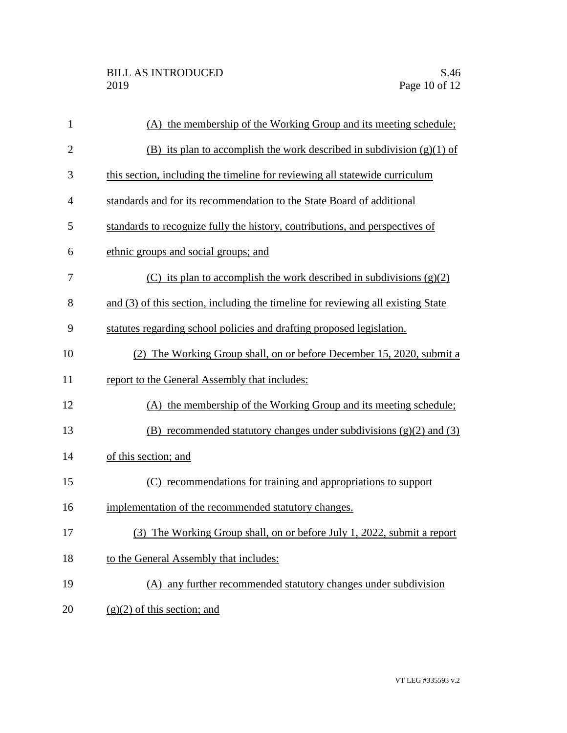(A) the membership of the Working Group and its meeting schedule;

(B) its plan to accomplish the work described in subdivision (g)(1) of this section, including the timeline for reviewing all statewide curriculum standards and for its recommendation to the State Board of additional standards to recognize fully the history, contributions, and perspectives of ethnic groups and social groups; and

(C) its plan to accomplish the work described in subdivisions (g)(2) and (3) of this section, including the timeline for reviewing all existing State statutes regarding school policies and drafting proposed legislation.

(2) The Working Group shall, on or before December 15, 2020, submit a report to the General Assembly that includes:

(A) the membership of the Working Group and its meeting schedule;

(B) recommended statutory changes under subdivisions (g)(2) and (3) of this section; and

(C) recommendations for training and appropriations to support implementation of the recommended statutory changes.

(3) The Working Group shall, on or before July 1, 2022, submit a report to the General Assembly that includes:

(A) any further recommended statutory changes under subdivision (g)(2) of this section; and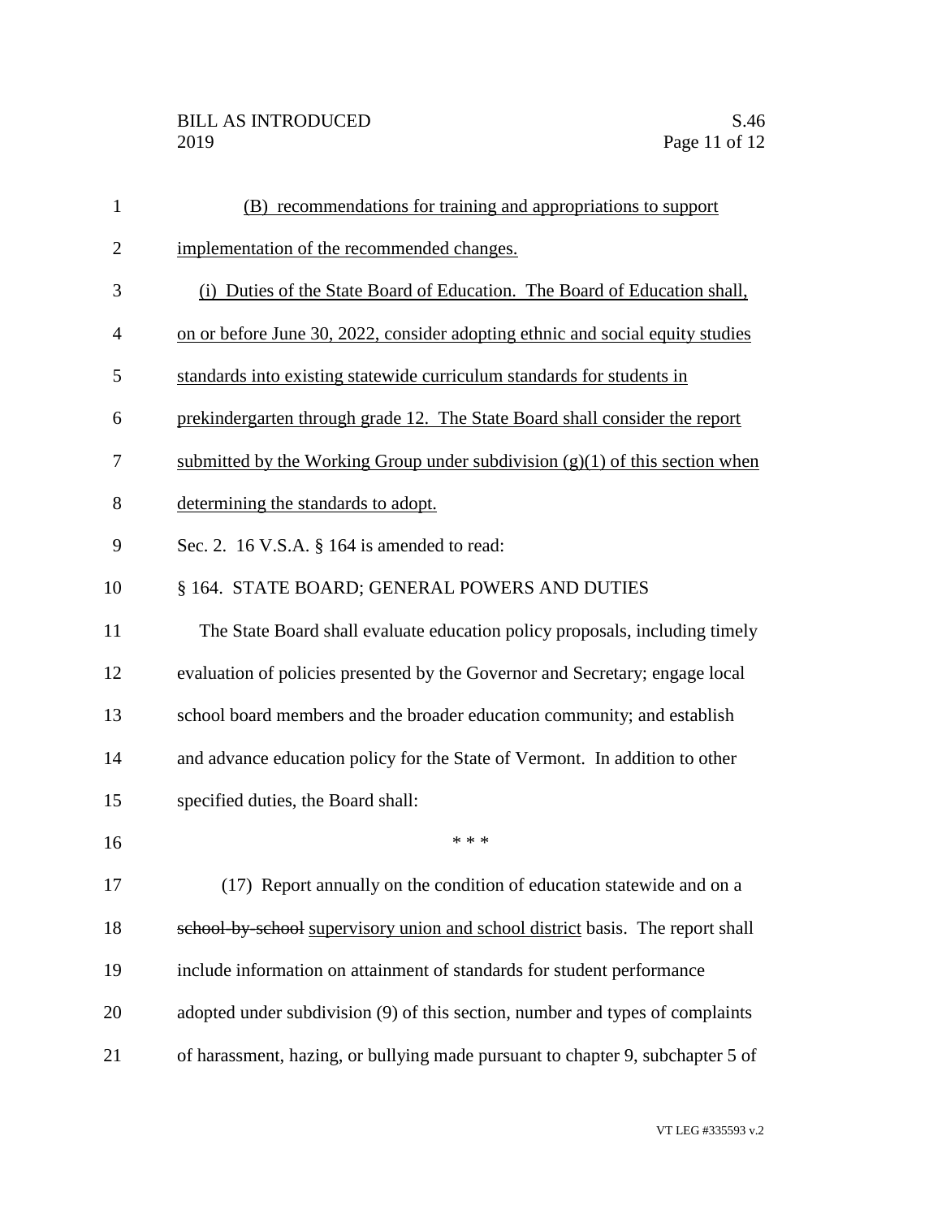(B) recommendations for training and appropriations to support implementation of the recommended changes.

(i) Duties of the State Board of Education. The Board of Education shall, on or before June 30, 2022, consider adopting ethnic and social equity studies standards into existing statewide curriculum standards for students in prekindergarten through grade 12. The State Board shall consider the report submitted by the Working Group under subdivision (g)(1) of this section when determining the standards to adopt.

Sec. 2. 16 V.S.A. § 164 is amended to read:

§ 164. STATE BOARD; GENERAL POWERS AND DUTIES

The State Board shall evaluate education policy proposals, including timely evaluation of policies presented by the Governor and Secretary; engage local school board members and the broader education community; and establish and advance education policy for the State of Vermont. In addition to other specified duties, the Board shall:

\* \* \*

(17) Report annually on the condition of education statewide and on a ~~school-by-school~~ supervisory union and school district basis. The report shall include information on attainment of standards for student performance adopted under subdivision (9) of this section, number and types of complaints of harassment, hazing, or bullying made pursuant to chapter 9, subchapter 5 of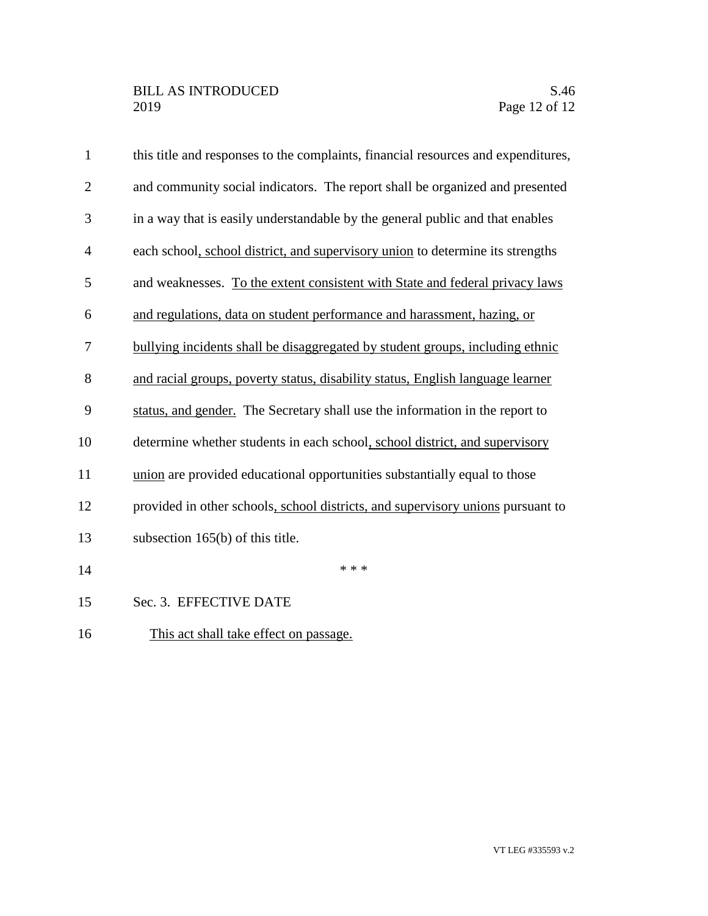this title and responses to the complaints, financial resources and expenditures, and community social indicators. The report shall be organized and presented in a way that is easily understandable by the general public and that enables each school, school district, and supervisory union to determine its strengths and weaknesses. To the extent consistent with State and federal privacy laws and regulations, data on student performance and harassment, hazing, or bullying incidents shall be disaggregated by student groups, including ethnic and racial groups, poverty status, disability status, English language learner status, and gender. The Secretary shall use the information in the report to determine whether students in each school, school district, and supervisory union are provided educational opportunities substantially equal to those provided in other schools, school districts, and supervisory unions pursuant to subsection 165(b) of this title.

\* \* \*

Sec. 3. EFFECTIVE DATE

This act shall take effect on passage.